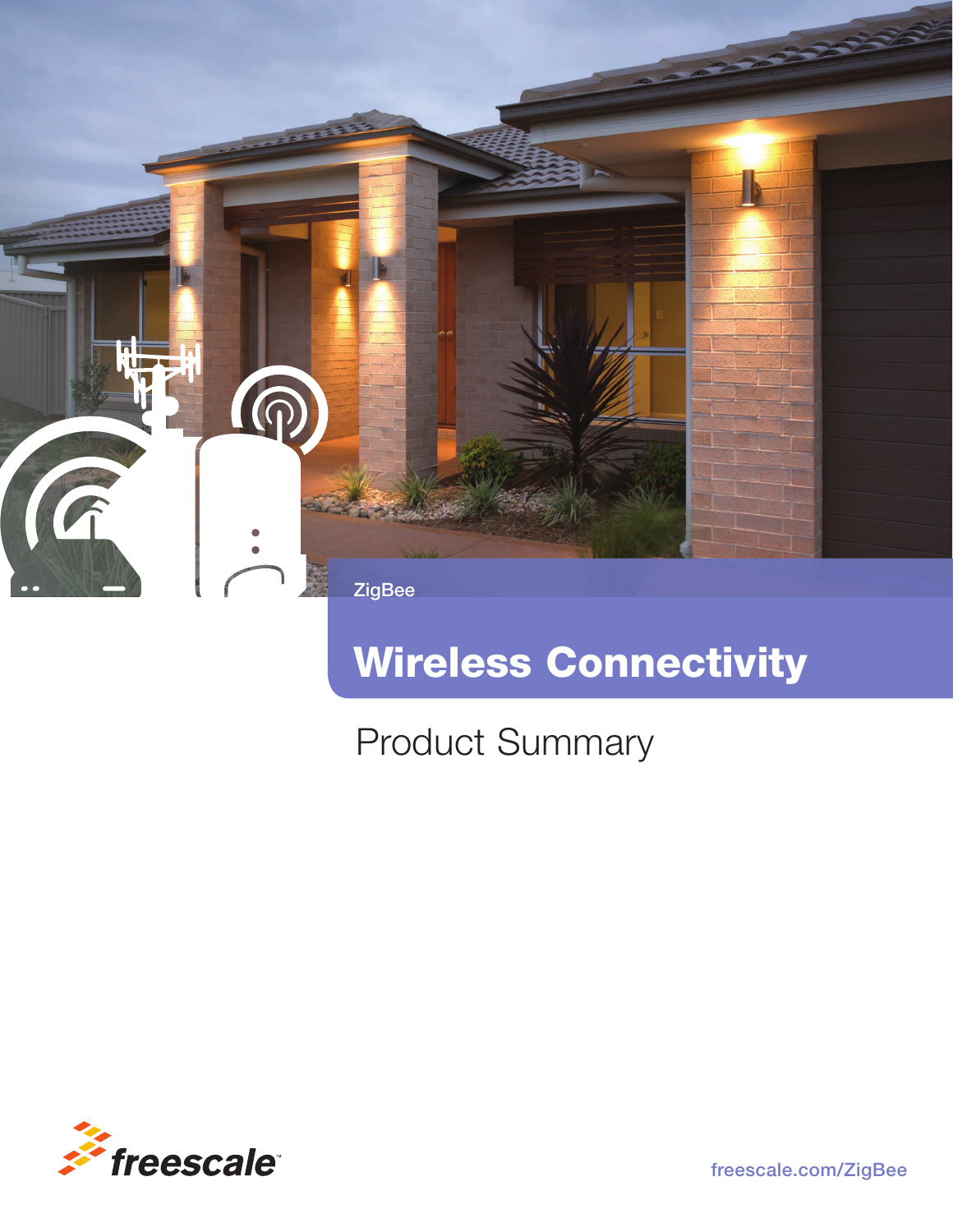ZigBee

# Wireless Connectivity

## Product Summary

freescale

freescale.com/ZigBee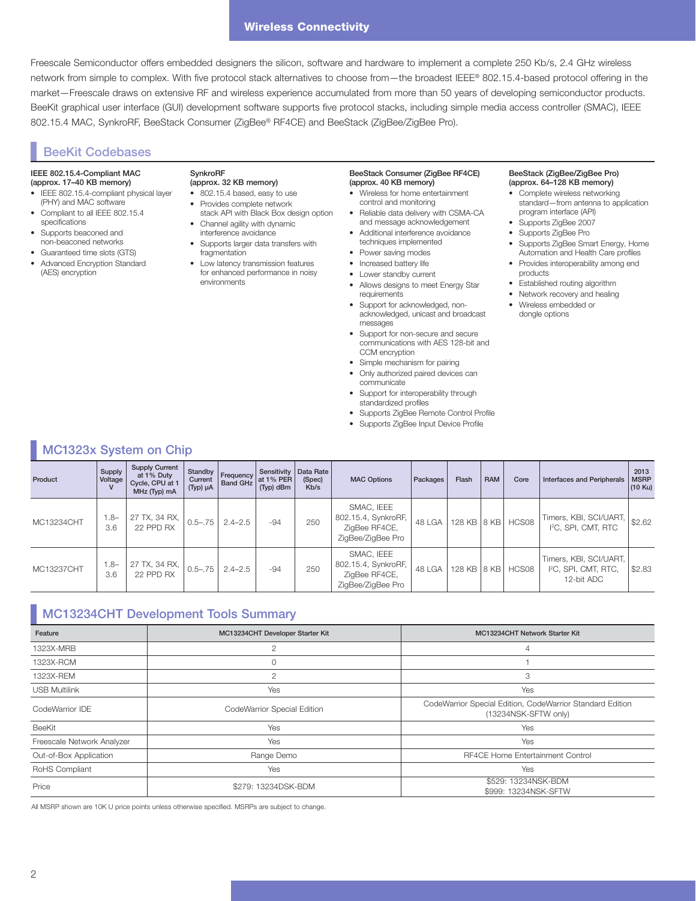## Wireless Connectivity

Freescale Semiconductor offers embedded designers the silicon, software and hardware to implement a complete 250 Kb/s, 2.4 GHz wireless network from simple to complex. With five protocol stack alternatives to choose from—the broadest IEEE® 802.15.4-based protocol offering in the market—Freescale draws on extensive RF and wireless experience accumulated from more than 50 years of developing semiconductor products. BeeKit graphical user interface (GUI) development software supports five protocol stacks, including simple media access controller (SMAC), IEEE 802.15.4 MAC, SynkroRF, BeeStack Consumer (ZigBee® RF4CE) and BeeStack (ZigBee/ZigBee Pro).

## BeeKit Codebases

**IEEE 802.15.4-Compliant MAC (approx. 17–40 KB memory)**

- IEEE 802.15.4-compliant physical layer (PHY) and MAC software
- Compliant to all IEEE 802.15.4 specifications
- Supports beaconed and non-beaconed networks
- Guaranteed time slots (GTS)
- Advanced Encryption Standard (AES) encryption

**SynkroRF (approx. 32 KB memory)**

- 802.15.4 based, easy to use
- Provides complete network stack API with Black Box design option
- Channel agility with dynamic interference avoidance
- Supports larger data transfers with fragmentation
- Low latency transmission features for enhanced performance in noisy environments

**BeeStack Consumer (ZigBee RF4CE) (approx. 40 KB memory)**

- Wireless for home entertainment control and monitoring
- Reliable data delivery with CSMA-CA and message acknowledgement
- Additional interference avoidance techniques implemented
- Power saving modes
- Increased battery life
- Lower standby current
- Allows designs to meet Energy Star requirements
- Support for acknowledged, non-acknowledged, unicast and broadcast messages
- Support for non-secure and secure communications with AES 128-bit and CCM encryption
- Simple mechanism for pairing
- Only authorized paired devices can communicate
- Support for interoperability through standardized profiles
- Supports ZigBee Remote Control Profile
- Supports ZigBee Input Device Profile

**BeeStack (ZigBee/ZigBee Pro) (approx. 64–128 KB memory)**

- Complete wireless networking standard—from antenna to application program interface (API)
- Supports ZigBee 2007
- Supports ZigBee Pro
- Supports ZigBee Smart Energy, Home Automation and Health Care profiles
- Provides interoperability among end products
- Established routing algorithm
- Network recovery and healing
- Wireless embedded or dongle options

## MC1323x System on Chip

| Product | Supply Voltage V | Supply Current at 1% Duty Cycle, CPU at 1 MHz (Typ) mA | Standby Current (Typ) µA | Frequency Band GHz | Sensitivity at 1% PER (Typ) dBm | Data Rate (Spec) Kb/s | MAC Options | Packages | Flash | RAM | Core | Interfaces and Peripherals | 2013 MSRP (10 Ku) |
|---|---|---|---|---|---|---|---|---|---|---|---|---|---|
| MC13234CHT | 1.8–3.6 | 27 TX, 34 RX, 22 PPD RX | 0.5–.75 | 2.4–2.5 | -94 | 250 | SMAC, IEEE 802.15.4, SynkroRF, ZigBee RF4CE, ZigBee/ZigBee Pro | 48 LGA | 128 KB | 8 KB | HCS08 | Timers, KBI, SCI/UART, I²C, SPI, CMT, RTC | $2.62 |
| MC13237CHT | 1.8–3.6 | 27 TX, 34 RX, 22 PPD RX | 0.5–.75 | 2.4–2.5 | -94 | 250 | SMAC, IEEE 802.15.4, SynkroRF, ZigBee RF4CE, ZigBee/ZigBee Pro | 48 LGA | 128 KB | 8 KB | HCS08 | Timers, KBI, SCI/UART, I²C, SPI, CMT, RTC, 12-bit ADC | $2.83 |

## MC13234CHT Development Tools Summary

| Feature | MC13234CHT Developer Starter Kit | MC13234CHT Network Starter Kit |
|---|---|---|
| 1323X-MRB | 2 | 4 |
| 1323X-RCM | 0 | 1 |
| 1323X-REM | 2 | 3 |
| USB Multilink | Yes | Yes |
| CodeWarrior IDE | CodeWarrior Special Edition | CodeWarrior Special Edition, CodeWarrior Standard Edition (13234NSK-SFTW only) |
| BeeKit | Yes | Yes |
| Freescale Network Analyzer | Yes | Yes |
| Out-of-Box Application | Range Demo | RF4CE Home Entertainment Control |
| RoHS Compliant | Yes | Yes |
| Price | $279: 13234DSK-BDM | $529: 13234NSK-BDM<br>$999: 13234NSK-SFTW |

All MSRP shown are 10K U price points unless otherwise specified. MSRPs are subject to change.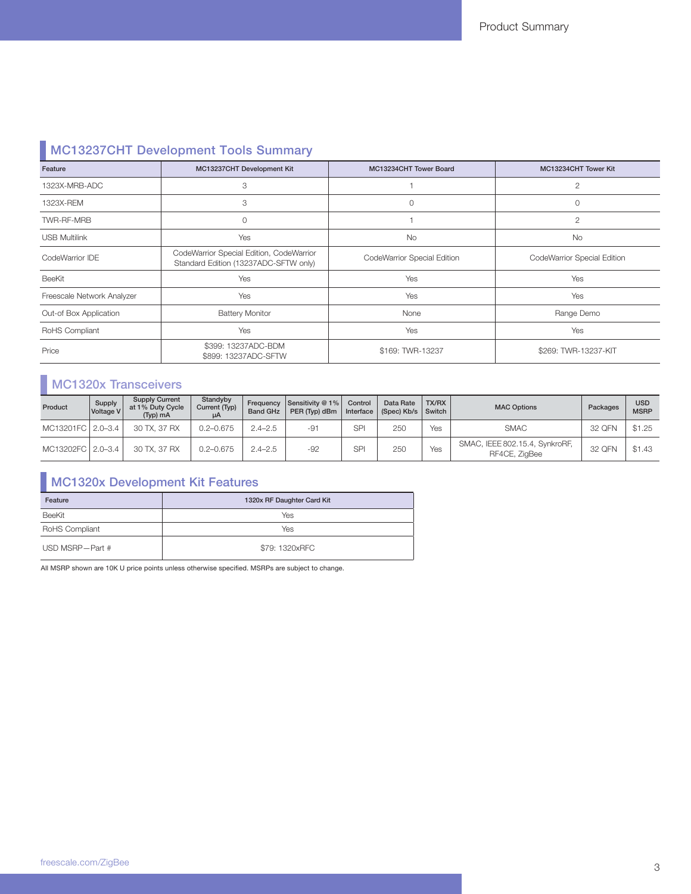## MC13237CHT Development Tools Summary

| Feature | MC13237CHT Development Kit | MC13234CHT Tower Board | MC13234CHT Tower Kit |
|---|---|---|---|
| 1323X-MRB-ADC | 3 | 1 | 2 |
| 1323X-REM | 3 | 0 | 0 |
| TWR-RF-MRB | 0 | 1 | 2 |
| USB Multilink | Yes | No | No |
| CodeWarrior IDE | CodeWarrior Special Edition, CodeWarrior Standard Edition (13237ADC-SFTW only) | CodeWarrior Special Edition | CodeWarrior Special Edition |
| BeeKit | Yes | Yes | Yes |
| Freescale Network Analyzer | Yes | Yes | Yes |
| Out-of Box Application | Battery Monitor | None | Range Demo |
| RoHS Compliant | Yes | Yes | Yes |
| Price | $399: 13237ADC-BDM<br>$899: 13237ADC-SFTW | $169: TWR-13237 | $269: TWR-13237-KIT |

## MC1320x Transceivers

| Product | Supply Voltage V | Supply Current at 1% Duty Cycle (Typ) mA | Standyby Current (Typ) µA | Frequency Band GHz | Sensitivity @ 1% PER (Typ) dBm | Control Interface | Data Rate (Spec) Kb/s | TX/RX Switch | MAC Options | Packages | USD MSRP |
|---|---|---|---|---|---|---|---|---|---|---|---|
| MC13201FC | 2.0–3.4 | 30 TX, 37 RX | 0.2–0.675 | 2.4–2.5 | -91 | SPI | 250 | Yes | SMAC | 32 QFN | $1.25 |
| MC13202FC | 2.0–3.4 | 30 TX, 37 RX | 0.2–0.675 | 2.4–2.5 | -92 | SPI | 250 | Yes | SMAC, IEEE 802.15.4, SynkroRF, RF4CE, ZigBee | 32 QFN | $1.43 |

## MC1320x Development Kit Features

| Feature | 1320x RF Daughter Card Kit |
|---|---|
| BeeKit | Yes |
| RoHS Compliant | Yes |
| USD MSRP—Part # | $79: 1320xRFC |

All MSRP shown are 10K U price points unless otherwise specified. MSRPs are subject to change.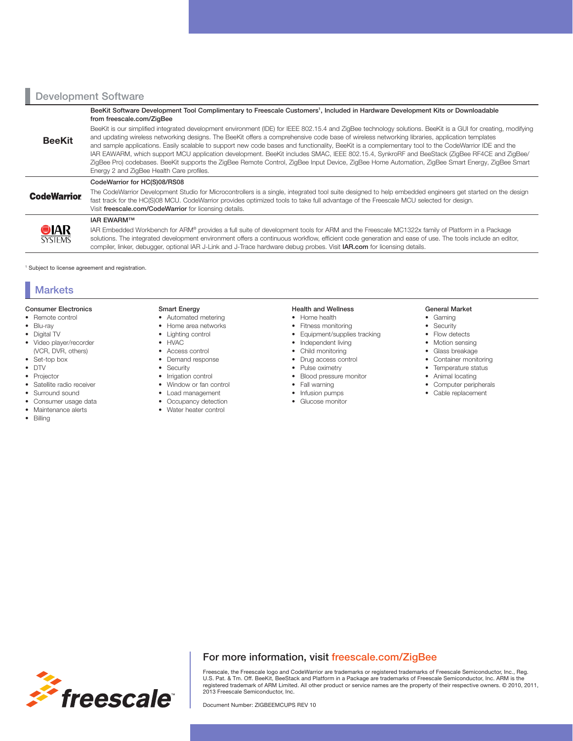## Development Software

| | |
|---|---|
| **BeeKit** | **BeeKit Software Development Tool Complimentary to Freescale Customers[1], Included in Hardware Development Kits or Downloadable from freescale.com/ZigBee**<br>BeeKit is our simplified integrated development environment (IDE) for IEEE 802.15.4 and ZigBee technology solutions. BeeKit is a GUI for creating, modifying and updating wireless networking designs. The BeeKit offers a comprehensive code base of wireless networking libraries, application templates and sample applications. Easily scalable to support new code bases and functionality, BeeKit is a complementary tool to the CodeWarrior IDE and the IAR EAWARM, which support MCU application development. BeeKit includes SMAC, IEEE 802.15.4, SynkroRF and BeeStack (ZigBee RF4CE and ZigBee/ZigBee Pro) codebases. BeeKit supports the ZigBee Remote Control, ZigBee Input Device, ZigBee Home Automation, ZigBee Smart Energy, ZigBee Smart Energy 2 and ZigBee Health Care profiles. |
| **CodeWarrior** | **CodeWarrior for HC(S)08/RS08**<br>The CodeWarrior Development Studio for Microcontrollers is a single, integrated tool suite designed to help embedded engineers get started on the design fast track for the HC(S)08 MCU. CodeWarrior provides optimized tools to take full advantage of the Freescale MCU selected for design.<br>Visit **freescale.com/CodeWarrior** for licensing details. |
| **IAR SYSTEMS** | **IAR EWARM™**<br>IAR Embedded Workbench for ARM® provides a full suite of development tools for ARM and the Freescale MC1322x family of Platform in a Package solutions. The integrated development environment offers a continuous workflow, efficient code generation and ease of use. The tools include an editor, compiler, linker, debugger, optional IAR J-Link and J-Trace hardware debug probes. Visit **IAR.com** for licensing details. |

[1] Subject to license agreement and registration.

## Markets

**Consumer Electronics**
- Remote control
- Blu-ray
- Digital TV
- Video player/recorder (VCR, DVR, others)
- Set-top box
- DTV
- Projector
- Satellite radio receiver
- Surround sound
- Consumer usage data
- Maintenance alerts
- Billing

**Smart Energy**
- Automated metering
- Home area networks
- Lighting control
- HVAC
- Access control
- Demand response
- Security
- Irrigation control
- Window or fan control
- Load management
- Occupancy detection
- Water heater control

**Health and Wellness**
- Home health
- Fitness monitoring
- Equipment/supplies tracking
- Independent living
- Child monitoring
- Drug access control
- Pulse oximetry
- Blood pressure monitor
- Fall warning
- Infusion pumps
- Glucose monitor

**General Market**
- Gaming
- Security
- Flow detects
- Motion sensing
- Glass breakage
- Container monitoring
- Temperature status
- Animal locating
- Computer peripherals
- Cable replacement

### For more information, visit freescale.com/ZigBee

Freescale, the Freescale logo and CodeWarrior are trademarks or registered trademarks of Freescale Semiconductor, Inc., Reg. U.S. Pat. & Tm. Off. BeeKit, BeeStack and Platform in a Package are trademarks of Freescale Semiconductor, Inc. ARM is the registered trademark of ARM Limited. All other product or service names are the property of their respective owners. © 2010, 2011, 2013 Freescale Semiconductor, Inc.

Document Number: ZIGBEEMCUPS REV 10